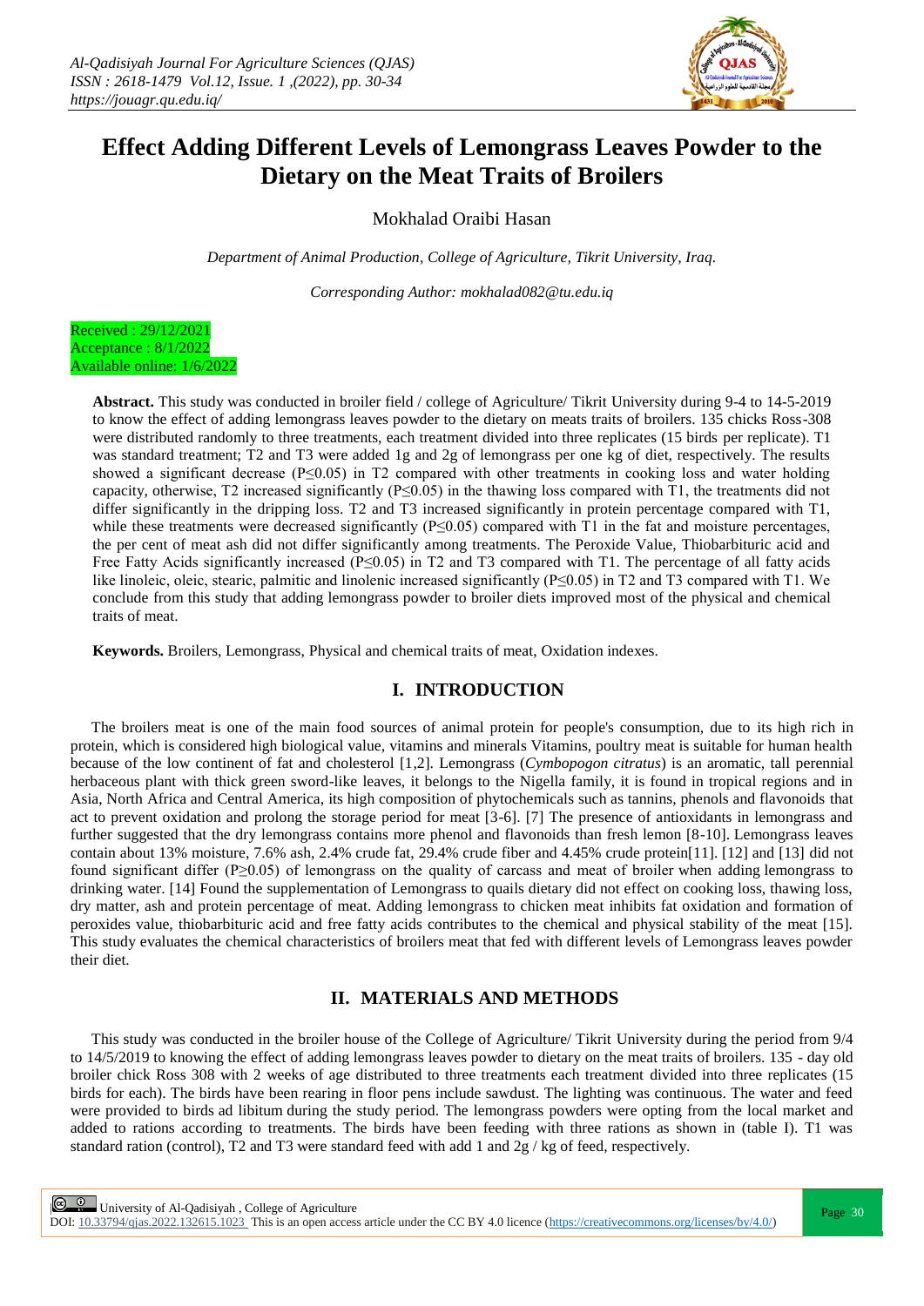# Effect Adding Different Levels of Lemongrass Leaves Powder to the Dietary on the Meat Traits of Broilers

Mokhalad Oraibi Hasan

*Department of Animal Production, College of Agriculture, Tikrit University, Iraq.*

*Corresponding Author: mokhalad082@tu.edu.iq*

Received : 29/12/2021
Acceptance : 8/1/2022
Available online: 1/6/2022

**Abstract.** This study was conducted in broiler field / college of Agriculture/ Tikrit University during 9-4 to 14-5-2019 to know the effect of adding lemongrass leaves powder to the dietary on meats traits of broilers. 135 chicks Ross-308 were distributed randomly to three treatments, each treatment divided into three replicates (15 birds per replicate). T1 was standard treatment; T2 and T3 were added 1g and 2g of lemongrass per one kg of diet, respectively. The results showed a significant decrease ($P \leq 0.05$) in T2 compared with other treatments in cooking loss and water holding capacity, otherwise, T2 increased significantly ($P \leq 0.05$) in the thawing loss compared with T1, the treatments did not differ significantly in the dripping loss. T2 and T3 increased significantly in protein percentage compared with T1, while these treatments were decreased significantly ($P \leq 0.05$) compared with T1 in the fat and moisture percentages, the per cent of meat ash did not differ significantly among treatments. The Peroxide Value, Thiobarbituric acid and Free Fatty Acids significantly increased ($P \leq 0.05$) in T2 and T3 compared with T1. The percentage of all fatty acids like linoleic, oleic, stearic, palmitic and linolenic increased significantly ($P \leq 0.05$) in T2 and T3 compared with T1. We conclude from this study that adding lemongrass powder to broiler diets improved most of the physical and chemical traits of meat.

**Keywords.** Broilers, Lemongrass, Physical and chemical traits of meat, Oxidation indexes.

## I. INTRODUCTION

The broilers meat is one of the main food sources of animal protein for people's consumption, due to its high rich in protein, which is considered high biological value, vitamins and minerals Vitamins, poultry meat is suitable for human health because of the low continent of fat and cholesterol [1,2]. Lemongrass (*Cymbopogon citratus*) is an aromatic, tall perennial herbaceous plant with thick green sword-like leaves, it belongs to the Nigella family, it is found in tropical regions and in Asia, North Africa and Central America, its high composition of phytochemicals such as tannins, phenols and flavonoids that act to prevent oxidation and prolong the storage period for meat [3-6]. [7] The presence of antioxidants in lemongrass and further suggested that the dry lemongrass contains more phenol and flavonoids than fresh lemon [8-10]. Lemongrass leaves contain about 13% moisture, 7.6% ash, 2.4% crude fat, 29.4% crude fiber and 4.45% crude protein[11]. [12] and [13] did not found significant differ ($P \geq 0.05$) of lemongrass on the quality of carcass and meat of broiler when adding lemongrass to drinking water. [14] Found the supplementation of Lemongrass to quails dietary did not effect on cooking loss, thawing loss, dry matter, ash and protein percentage of meat. Adding lemongrass to chicken meat inhibits fat oxidation and formation of peroxides value, thiobarbituric acid and free fatty acids contributes to the chemical and physical stability of the meat [15]. This study evaluates the chemical characteristics of broilers meat that fed with different levels of Lemongrass leaves powder their diet.

## II. MATERIALS AND METHODS

This study was conducted in the broiler house of the College of Agriculture/ Tikrit University during the period from 9/4 to 14/5/2019 to knowing the effect of adding lemongrass leaves powder to dietary on the meat traits of broilers. 135 - day old broiler chick Ross 308 with 2 weeks of age distributed to three treatments each treatment divided into three replicates (15 birds for each). The birds have been rearing in floor pens include sawdust. The lighting was continuous. The water and feed were provided to birds ad libitum during the study period. The lemongrass powders were opting from the local market and added to rations according to treatments. The birds have been feeding with three rations as shown in (table I). T1 was standard ration (control), T2 and T3 were standard feed with add 1 and 2g / kg of feed, respectively.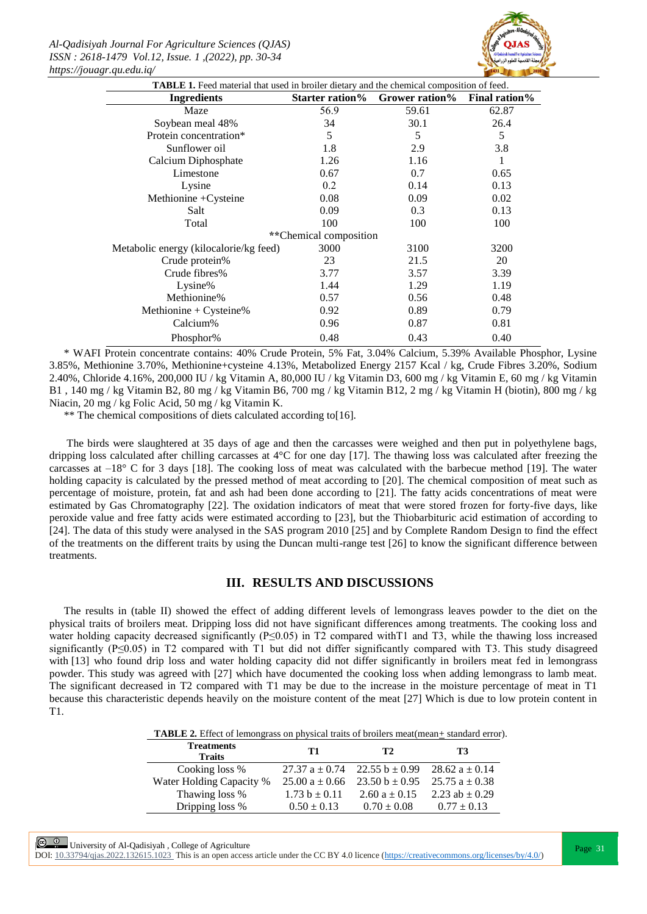**TABLE 1.** Feed material that used in broiler dietary and the chemical composition of feed.

| Ingredients | Starter ration% | Grower ration% | Final ration% |
|---|---|---|---|
| Maze | 56.9 | 59.61 | 62.87 |
| Soybean meal 48% | 34 | 30.1 | 26.4 |
| Protein concentration* | 5 | 5 | 5 |
| Sunflower oil | 1.8 | 2.9 | 3.8 |
| Calcium Diphosphate | 1.26 | 1.16 | 1 |
| Limestone | 0.67 | 0.7 | 0.65 |
| Lysine | 0.2 | 0.14 | 0.13 |
| Methionine +Cysteine | 0.08 | 0.09 | 0.02 |
| Salt | 0.09 | 0.3 | 0.13 |
| Total | 100 | 100 | 100 |
| **Chemical composition | | | |
| Metabolic energy (kilocalorie/kg feed) | 3000 | 3100 | 3200 |
| Crude protein% | 23 | 21.5 | 20 |
| Crude fibres% | 3.77 | 3.57 | 3.39 |
| Lysine% | 1.44 | 1.29 | 1.19 |
| Methionine% | 0.57 | 0.56 | 0.48 |
| Methionine + Cysteine% | 0.92 | 0.89 | 0.79 |
| Calcium% | 0.96 | 0.87 | 0.81 |
| Phosphor% | 0.48 | 0.43 | 0.40 |

\* WAFI Protein concentrate contains: 40% Crude Protein, 5% Fat, 3.04% Calcium, 5.39% Available Phosphor, Lysine 3.85%, Methionine 3.70%, Methionine+cysteine 4.13%, Metabolized Energy 2157 Kcal / kg, Crude Fibres 3.20%, Sodium 2.40%, Chloride 4.16%, 200,000 IU / kg Vitamin A, 80,000 IU / kg Vitamin D3, 600 mg / kg Vitamin E, 60 mg / kg Vitamin B1 , 140 mg / kg Vitamin B2, 80 mg / kg Vitamin B6, 700 mg / kg Vitamin B12, 2 mg / kg Vitamin H (biotin), 800 mg / kg Niacin, 20 mg / kg Folic Acid, 50 mg / kg Vitamin K.

** The chemical compositions of diets calculated according to[16].

The birds were slaughtered at 35 days of age and then the carcasses were weighed and then put in polyethylene bags, dripping loss calculated after chilling carcasses at 4°C for one day [17]. The thawing loss was calculated after freezing the carcasses at –18° C for 3 days [18]. The cooking loss of meat was calculated with the barbecue method [19]. The water holding capacity is calculated by the pressed method of meat according to [20]. The chemical composition of meat such as percentage of moisture, protein, fat and ash had been done according to [21]. The fatty acids concentrations of meat were estimated by Gas Chromatography [22]. The oxidation indicators of meat that were stored frozen for forty-five days, like peroxide value and free fatty acids were estimated according to [23], but the Thiobarbituric acid estimation of according to [24]. The data of this study were analysed in the SAS program 2010 [25] and by Complete Random Design to find the effect of the treatments on the different traits by using the Duncan multi-range test [26] to know the significant difference between treatments.

## III. RESULTS AND DISCUSSIONS

The results in (table II) showed the effect of adding different levels of lemongrass leaves powder to the diet on the physical traits of broilers meat. Dripping loss did not have significant differences among treatments. The cooking loss and water holding capacity decreased significantly ($P \leq 0.05$) in T2 compared withT1 and T3, while the thawing loss increased significantly ($P \leq 0.05$) in T2 compared with T1 but did not differ significantly compared with T3. This study disagreed with [13] who found drip loss and water holding capacity did not differ significantly in broilers meat fed in lemongrass powder. This study was agreed with [27] which have documented the cooking loss when adding lemongrass to lamb meat. The significant decreased in T2 compared with T1 may be due to the increase in the moisture percentage of meat in T1 because this characteristic depends heavily on the moisture content of the meat [27] Which is due to low protein content in T1.

**TABLE 2.** Effect of lemongrass on physical traits of broilers meat(mean$\pm$ standard error).

| Treatments / Traits | T1 | T2 | T3 |
|---|---|---|---|
| Cooking loss % | 27.37 a ± 0.74 | 22.55 b ± 0.99 | 28.62 a ± 0.14 |
| Water Holding Capacity % | 25.00 a ± 0.66 | 23.50 b ± 0.95 | 25.75 a ± 0.38 |
| Thawing loss % | 1.73 b ± 0.11 | 2.60 a ± 0.15 | 2.23 ab ± 0.29 |
| Dripping loss % | 0.50 ± 0.13 | 0.70 ± 0.08 | 0.77 ± 0.13 |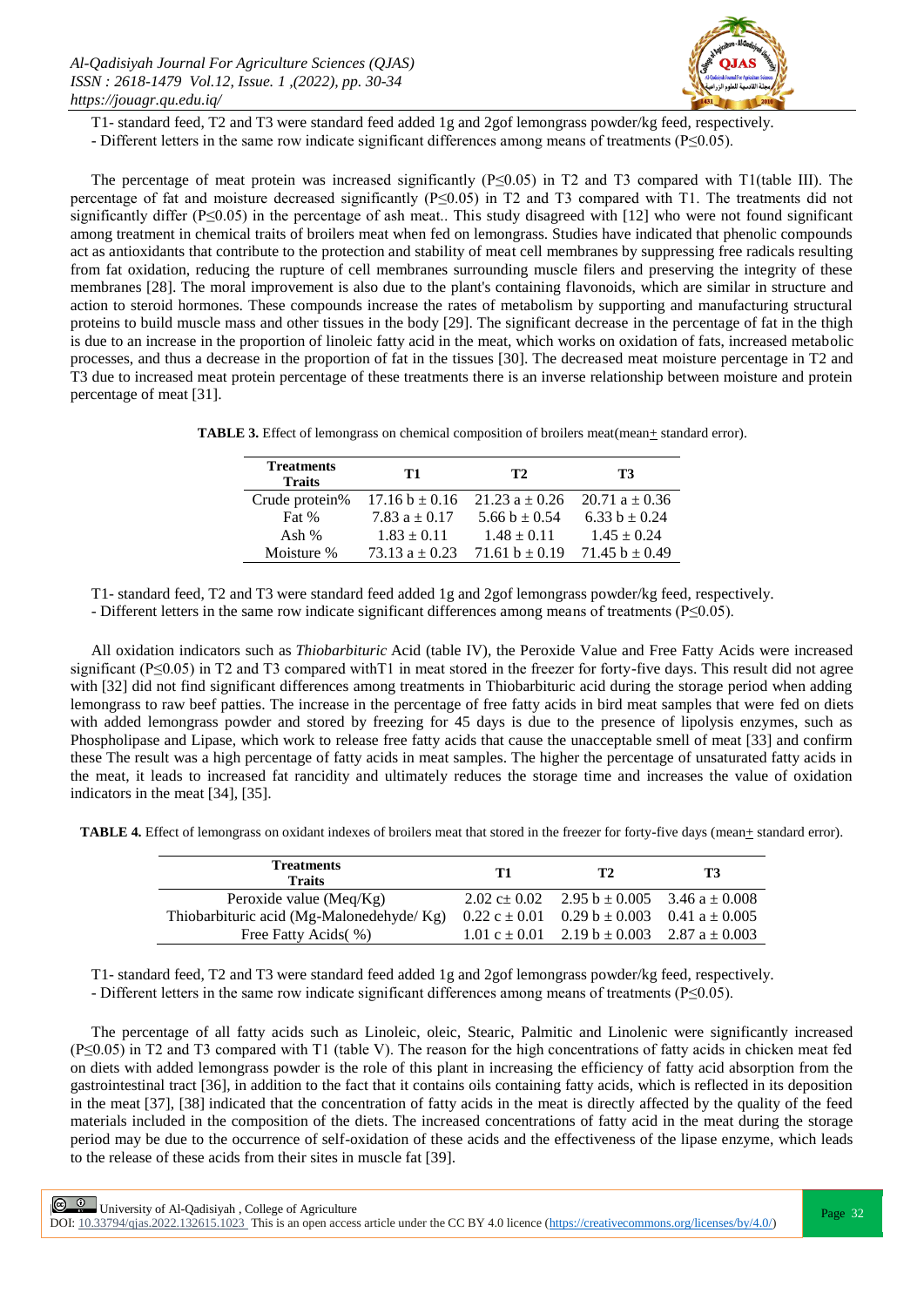T1- standard feed, T2 and T3 were standard feed added 1g and 2gof lemongrass powder/kg feed, respectively.
- Different letters in the same row indicate significant differences among means of treatments ($P \leq 0.05$).

The percentage of meat protein was increased significantly ($P \leq 0.05$) in T2 and T3 compared with T1(table III). The percentage of fat and moisture decreased significantly ($P \leq 0.05$) in T2 and T3 compared with T1. The treatments did not significantly differ ($P \leq 0.05$) in the percentage of ash meat.. This study disagreed with [12] who were not found significant among treatment in chemical traits of broilers meat when fed on lemongrass. Studies have indicated that phenolic compounds act as antioxidants that contribute to the protection and stability of meat cell membranes by suppressing free radicals resulting from fat oxidation, reducing the rupture of cell membranes surrounding muscle filers and preserving the integrity of these membranes [28]. The moral improvement is also due to the plant's containing flavonoids, which are similar in structure and action to steroid hormones. These compounds increase the rates of metabolism by supporting and manufacturing structural proteins to build muscle mass and other tissues in the body [29]. The significant decrease in the percentage of fat in the thigh is due to an increase in the proportion of linoleic fatty acid in the meat, which works on oxidation of fats, increased metabolic processes, and thus a decrease in the proportion of fat in the tissues [30]. The decreased meat moisture percentage in T2 and T3 due to increased meat protein percentage of these treatments there is an inverse relationship between moisture and protein percentage of meat [31].

**TABLE 3.** Effect of lemongrass on chemical composition of broilers meat(mean± standard error).

| Treatments / Traits | T1 | T2 | T3 |
|---|---|---|---|
| Crude protein% | 17.16 b ± 0.16 | 21.23 a ± 0.26 | 20.71 a ± 0.36 |
| Fat % | 7.83 a ± 0.17 | 5.66 b ± 0.54 | 6.33 b ± 0.24 |
| Ash % | 1.83 ± 0.11 | 1.48 ± 0.11 | 1.45 ± 0.24 |
| Moisture % | 73.13 a ± 0.23 | 71.61 b ± 0.19 | 71.45 b ± 0.49 |

T1- standard feed, T2 and T3 were standard feed added 1g and 2gof lemongrass powder/kg feed, respectively.
- Different letters in the same row indicate significant differences among means of treatments ($P \leq 0.05$).

All oxidation indicators such as *Thiobarbituric* Acid (table IV), the Peroxide Value and Free Fatty Acids were increased significant ($P \leq 0.05$) in T2 and T3 compared withT1 in meat stored in the freezer for forty-five days. This result did not agree with [32] did not find significant differences among treatments in Thiobarbituric acid during the storage period when adding lemongrass to raw beef patties. The increase in the percentage of free fatty acids in bird meat samples that were fed on diets with added lemongrass powder and stored by freezing for 45 days is due to the presence of lipolysis enzymes, such as Phospholipase and Lipase, which work to release free fatty acids that cause the unacceptable smell of meat [33] and confirm these The result was a high percentage of fatty acids in meat samples. The higher the percentage of unsaturated fatty acids in the meat, it leads to increased fat rancidity and ultimately reduces the storage time and increases the value of oxidation indicators in the meat [34], [35].

**TABLE 4.** Effect of lemongrass on oxidant indexes of broilers meat that stored in the freezer for forty-five days (mean± standard error).

| Treatments / Traits | T1 | T2 | T3 |
|---|---|---|---|
| Peroxide value (Meq/Kg) | 2.02 c± 0.02 | 2.95 b ± 0.005 | 3.46 a ± 0.008 |
| Thiobarbituric acid (Mg-Malonedehyde/ Kg) | 0.22 c ± 0.01 | 0.29 b ± 0.003 | 0.41 a ± 0.005 |
| Free Fatty Acids( %) | 1.01 c ± 0.01 | 2.19 b ± 0.003 | 2.87 a ± 0.003 |

T1- standard feed, T2 and T3 were standard feed added 1g and 2gof lemongrass powder/kg feed, respectively.
- Different letters in the same row indicate significant differences among means of treatments ($P \leq 0.05$).

The percentage of all fatty acids such as Linoleic, oleic, Stearic, Palmitic and Linolenic were significantly increased ($P \leq 0.05$) in T2 and T3 compared with T1 (table V). The reason for the high concentrations of fatty acids in chicken meat fed on diets with added lemongrass powder is the role of this plant in increasing the efficiency of fatty acid absorption from the gastrointestinal tract [36], in addition to the fact that it contains oils containing fatty acids, which is reflected in its deposition in the meat [37], [38] indicated that the concentration of fatty acids in the meat is directly affected by the quality of the feed materials included in the composition of the diets. The increased concentrations of fatty acid in the meat during the storage period may be due to the occurrence of self-oxidation of these acids and the effectiveness of the lipase enzyme, which leads to the release of these acids from their sites in muscle fat [39].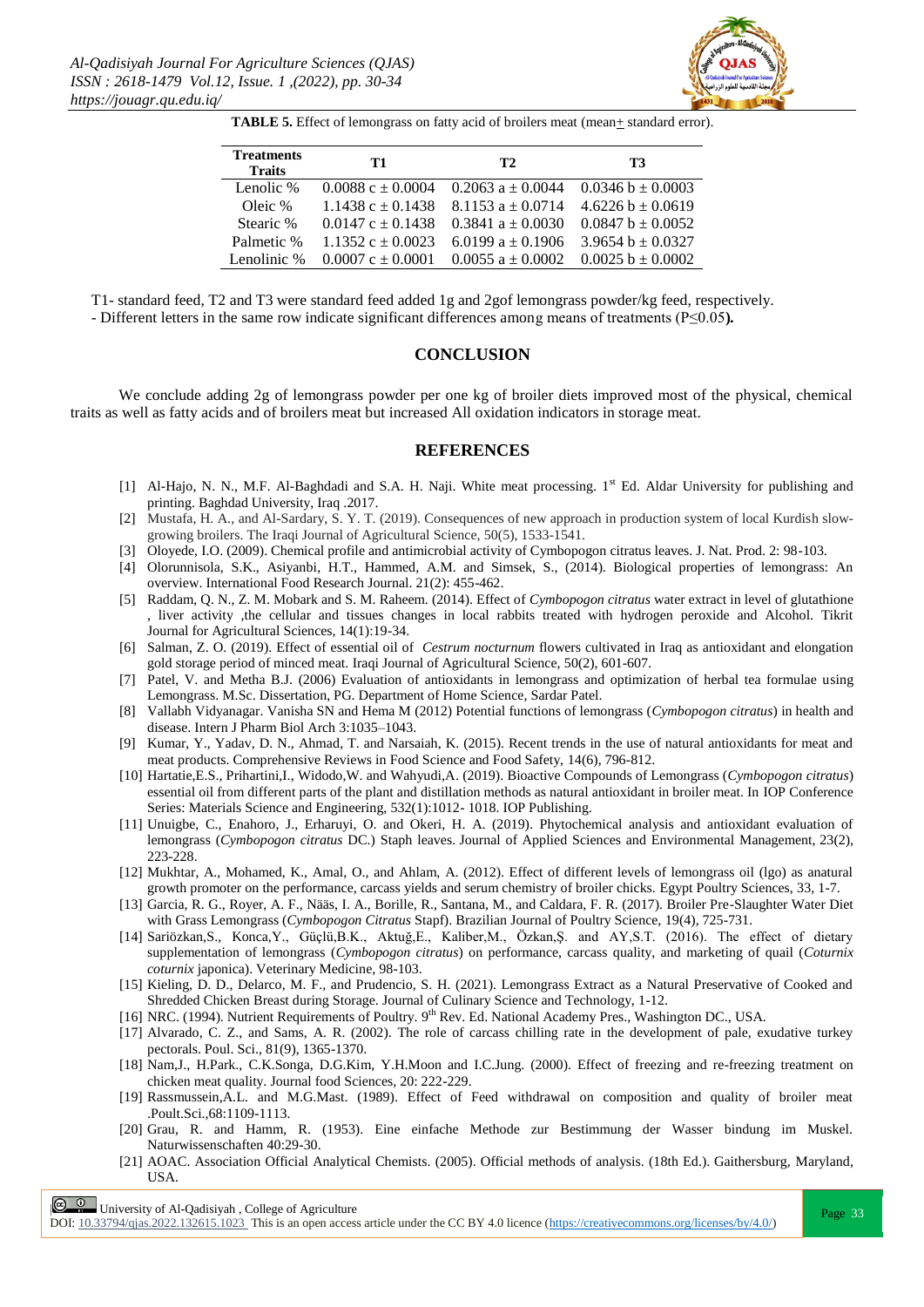**TABLE 5.** Effect of lemongrass on fatty acid of broilers meat (mean$\pm$ standard error).

| Treatments / Traits | T1 | T2 | T3 |
|---|---|---|---|
| Lenolic % | 0.0088 c ± 0.0004 | 0.2063 a ± 0.0044 | 0.0346 b ± 0.0003 |
| Oleic % | 1.1438 c ± 0.1438 | 8.1153 a ± 0.0714 | 4.6226 b ± 0.0619 |
| Stearic % | 0.0147 c ± 0.1438 | 0.3841 a ± 0.0030 | 0.0847 b ± 0.0052 |
| Palmetic % | 1.1352 c ± 0.0023 | 6.0199 a ± 0.1906 | 3.9654 b ± 0.0327 |
| Lenolinic % | 0.0007 c ± 0.0001 | 0.0055 a ± 0.0002 | 0.0025 b ± 0.0002 |

T1- standard feed, T2 and T3 were standard feed added 1g and 2gof lemongrass powder/kg feed, respectively.
- Different letters in the same row indicate significant differences among means of treatments ($P \leq 0.05$**).**

## CONCLUSION

We conclude adding 2g of lemongrass powder per one kg of broiler diets improved most of the physical, chemical traits as well as fatty acids and of broilers meat but increased All oxidation indicators in storage meat.

## REFERENCES

[1] Al-Hajo, N. N., M.F. Al-Baghdadi and S.A. H. Naji. White meat processing. 1st Ed. Aldar University for publishing and printing. Baghdad University, Iraq .2017.

[2] Mustafa, H. A., and Al-Sardary, S. Y. T. (2019). Consequences of new approach in production system of local Kurdish slow-growing broilers. The Iraqi Journal of Agricultural Science, 50(5), 1533-1541.

[3] Oloyede, I.O. (2009). Chemical profile and antimicrobial activity of Cymbopogon citratus leaves. J. Nat. Prod. 2: 98-103.

[4] Olorunnisola, S.K., Asiyanbi, H.T., Hammed, A.M. and Simsek, S., (2014). Biological properties of lemongrass: An overview. International Food Research Journal. 21(2): 455-462.

[5] Raddam, Q. N., Z. M. Mobark and S. M. Raheem. (2014). Effect of *Cymbopogon citratus* water extract in level of glutathione , liver activity ,the cellular and tissues changes in local rabbits treated with hydrogen peroxide and Alcohol. Tikrit Journal for Agricultural Sciences, 14(1):19-34.

[6] Salman, Z. O. (2019). Effect of essential oil of *Cestrum nocturnum* flowers cultivated in Iraq as antioxidant and elongation gold storage period of minced meat. Iraqi Journal of Agricultural Science, 50(2), 601-607.

[7] Patel, V. and Metha B.J. (2006) Evaluation of antioxidants in lemongrass and optimization of herbal tea formulae using Lemongrass. M.Sc. Dissertation, PG. Department of Home Science, Sardar Patel.

[8] Vallabh Vidyanagar. Vanisha SN and Hema M (2012) Potential functions of lemongrass (*Cymbopogon citratus*) in health and disease. Intern J Pharm Biol Arch 3:1035–1043.

[9] Kumar, Y., Yadav, D. N., Ahmad, T. and Narsaiah, K. (2015). Recent trends in the use of natural antioxidants for meat and meat products. Comprehensive Reviews in Food Science and Food Safety, 14(6), 796-812.

[10] Hartatie,E.S., Prihartini,I., Widodo,W. and Wahyudi,A. (2019). Bioactive Compounds of Lemongrass (*Cymbopogon citratus*) essential oil from different parts of the plant and distillation methods as natural antioxidant in broiler meat. In IOP Conference Series: Materials Science and Engineering, 532(1):1012- 1018. IOP Publishing.

[11] Unuigbe, C., Enahoro, J., Erharuyi, O. and Okeri, H. A. (2019). Phytochemical analysis and antioxidant evaluation of lemongrass (*Cymbopogon citratus* DC.) Staph leaves. Journal of Applied Sciences and Environmental Management, 23(2), 223-228.

[12] Mukhtar, A., Mohamed, K., Amal, O., and Ahlam, A. (2012). Effect of different levels of lemongrass oil (lgo) as anatural growth promoter on the performance, carcass yields and serum chemistry of broiler chicks. Egypt Poultry Sciences, 33, 1-7.

[13] Garcia, R. G., Royer, A. F., Nääs, I. A., Borille, R., Santana, M., and Caldara, F. R. (2017). Broiler Pre-Slaughter Water Diet with Grass Lemongrass (*Cymbopogon Citratus* Stapf). Brazilian Journal of Poultry Science, 19(4), 725-731.

[14] Sariözkan,S., Konca,Y., Güçlü,B.K., Aktuğ,E., Kaliber,M., Özkan,Ş. and AY,S.T. (2016). The effect of dietary supplementation of lemongrass (*Cymbopogon citratus*) on performance, carcass quality, and marketing of quail (*Coturnix coturnix* japonica). Veterinary Medicine, 98-103.

[15] Kieling, D. D., Delarco, M. F., and Prudencio, S. H. (2021). Lemongrass Extract as a Natural Preservative of Cooked and Shredded Chicken Breast during Storage. Journal of Culinary Science and Technology, 1-12.

[16] NRC. (1994). Nutrient Requirements of Poultry. 9th Rev. Ed. National Academy Pres., Washington DC., USA.

[17] Alvarado, C. Z., and Sams, A. R. (2002). The role of carcass chilling rate in the development of pale, exudative turkey pectorals. Poul. Sci., 81(9), 1365-1370.

[18] Nam,J., H.Park., C.K.Songa, D.G.Kim, Y.H.Moon and I.C.Jung. (2000). Effect of freezing and re-freezing treatment on chicken meat quality. Journal food Sciences, 20: 222-229.

[19] Rassmussein,A.L. and M.G.Mast. (1989). Effect of Feed withdrawal on composition and quality of broiler meat .Poult.Sci.,68:1109-1113.

[20] Grau, R. and Hamm, R. (1953). Eine einfache Methode zur Bestimmung der Wasser bindung im Muskel. Naturwissenschaften 40:29-30.

[21] AOAC. Association Official Analytical Chemists. (2005). Official methods of analysis. (18th Ed.). Gaithersburg, Maryland, USA.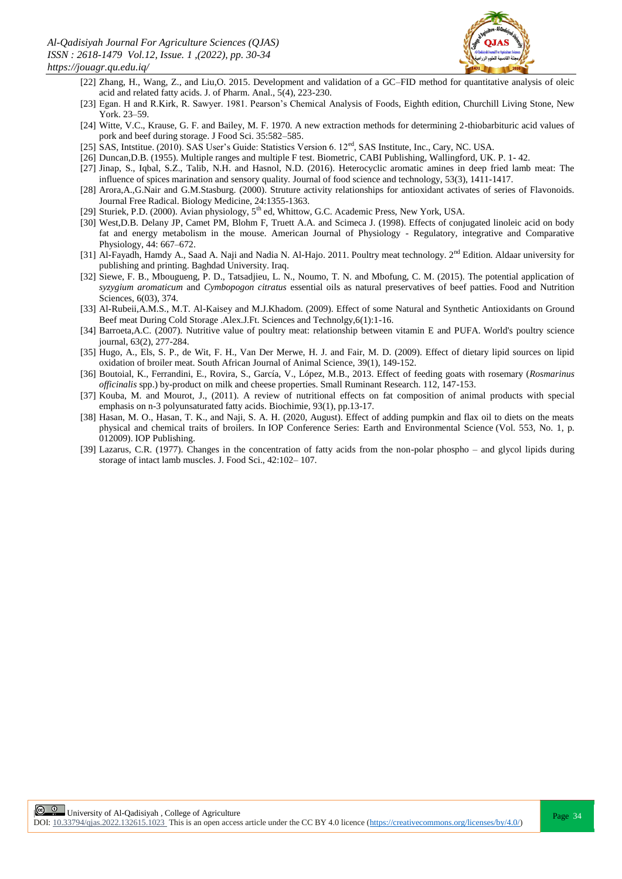[22] Zhang, H., Wang, Z., and Liu,O. 2015. Development and validation of a GC–FID method for quantitative analysis of oleic acid and related fatty acids. J. of Pharm. Anal., 5(4), 223-230.

[23] Egan. H and R.Kirk, R. Sawyer. 1981. Pearson's Chemical Analysis of Foods, Eighth edition, Churchill Living Stone, New York. 23–59.

[24] Witte, V.C., Krause, G. F. and Bailey, M. F. 1970. A new extraction methods for determining 2-thiobarbituric acid values of pork and beef during storage. J Food Sci. 35:582–585.

[25] SAS, Intstitue. (2010). SAS User's Guide: Statistics Version 6. 12ed, SAS Institute, Inc., Cary, NC. USA.

[26] Duncan,D.B. (1955). Multiple ranges and multiple F test. Biometric, CABI Publishing, Wallingford, UK. P. 1- 42.

[27] Jinap, S., Iqbal, S.Z., Talib, N.H. and Hasnol, N.D. (2016). Heterocyclic aromatic amines in deep fried lamb meat: The influence of spices marination and sensory quality. Journal of food science and technology, 53(3), 1411-1417.

[28] Arora,A.,G.Nair and G.M.Stasburg. (2000). Struture activity relationships for antioxidant activates of series of Flavonoids. Journal Free Radical. Biology Medicine, 24:1355-1363.

[29] Sturiek, P.D. (2000). Avian physiology, 5th ed, Whittow, G.C. Academic Press, New York, USA.

[30] West,D.B. Delany JP, Camet PM, Blohm F, Truett A.A. and Scimeca J. (1998). Effects of conjugated linoleic acid on body fat and energy metabolism in the mouse. American Journal of Physiology - Regulatory, integrative and Comparative Physiology, 44: 667–672.

[31] Al-Fayadh, Hamdy A., Saad A. Naji and Nadia N. Al-Hajo. 2011. Poultry meat technology. 2nd Edition. Aldaar university for publishing and printing. Baghdad University. Iraq.

[32] Siewe, F. B., Mbougueng, P. D., Tatsadjieu, L. N., Noumo, T. N. and Mbofung, C. M. (2015). The potential application of *syzygium aromaticum* and *Cymbopogon citratus* essential oils as natural preservatives of beef patties. Food and Nutrition Sciences, 6(03), 374.

[33] Al-Rubeii,A.M.S., M.T. Al-Kaisey and M.J.Khadom. (2009). Effect of some Natural and Synthetic Antioxidants on Ground Beef meat During Cold Storage .Alex.J.Ft. Sciences and Technolgy,6(1):1-16.

[34] Barroeta,A.C. (2007). Nutritive value of poultry meat: relationship between vitamin E and PUFA. World's poultry science journal, 63(2), 277-284.

[35] Hugo, A., Els, S. P., de Wit, F. H., Van Der Merwe, H. J. and Fair, M. D. (2009). Effect of dietary lipid sources on lipid oxidation of broiler meat. South African Journal of Animal Science, 39(1), 149-152.

[36] Boutoial, K., Ferrandini, E., Rovira, S., García, V., López, M.B., 2013. Effect of feeding goats with rosemary (*Rosmarinus officinalis* spp.) by-product on milk and cheese properties. Small Ruminant Research. 112, 147-153.

[37] Kouba, M. and Mourot, J., (2011). A review of nutritional effects on fat composition of animal products with special emphasis on n-3 polyunsaturated fatty acids. Biochimie, 93(1), pp.13-17.

[38] Hasan, M. O., Hasan, T. K., and Naji, S. A. H. (2020, August). Effect of adding pumpkin and flax oil to diets on the meats physical and chemical traits of broilers. In IOP Conference Series: Earth and Environmental Science (Vol. 553, No. 1, p. 012009). IOP Publishing.

[39] Lazarus, C.R. (1977). Changes in the concentration of fatty acids from the non-polar phospho – and glycol lipids during storage of intact lamb muscles. J. Food Sci., 42:102– 107.